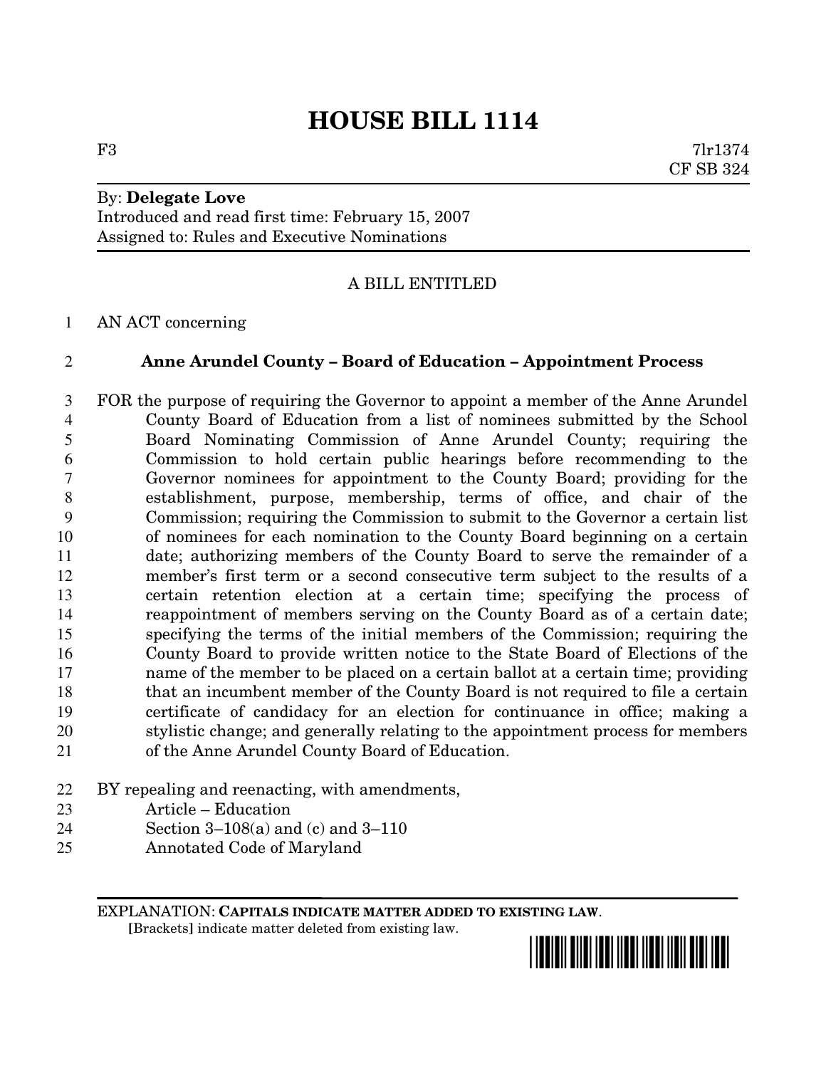# HOUSE BILL 1114

F3 7lr1374
CF SB 324

By: **Delegate Love**
Introduced and read first time: February 15, 2007
Assigned to: Rules and Executive Nominations

A BILL ENTITLED

AN ACT concerning

**Anne Arundel County – Board of Education – Appointment Process**

FOR the purpose of requiring the Governor to appoint a member of the Anne Arundel County Board of Education from a list of nominees submitted by the School Board Nominating Commission of Anne Arundel County; requiring the Commission to hold certain public hearings before recommending to the Governor nominees for appointment to the County Board; providing for the establishment, purpose, membership, terms of office, and chair of the Commission; requiring the Commission to submit to the Governor a certain list of nominees for each nomination to the County Board beginning on a certain date; authorizing members of the County Board to serve the remainder of a member's first term or a second consecutive term subject to the results of a certain retention election at a certain time; specifying the process of reappointment of members serving on the County Board as of a certain date; specifying the terms of the initial members of the Commission; requiring the County Board to provide written notice to the State Board of Elections of the name of the member to be placed on a certain ballot at a certain time; providing that an incumbent member of the County Board is not required to file a certain certificate of candidacy for an election for continuance in office; making a stylistic change; and generally relating to the appointment process for members of the Anne Arundel County Board of Education.

BY repealing and reenacting, with amendments,
Article – Education
Section 3–108(a) and (c) and 3–110
Annotated Code of Maryland

EXPLANATION: **CAPITALS INDICATE MATTER ADDED TO EXISTING LAW**.
[Brackets] indicate matter deleted from existing law.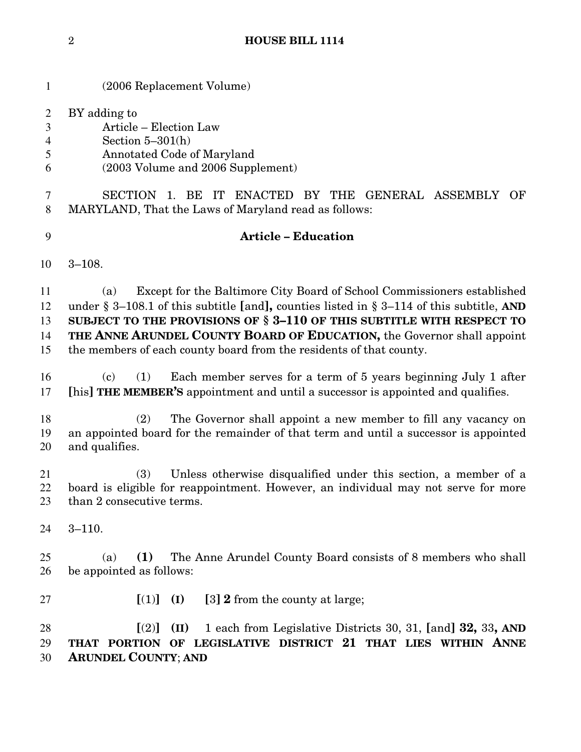(2006 Replacement Volume)

BY adding to
  Article – Election Law
  Section 5–301(h)
  Annotated Code of Maryland
  (2003 Volume and 2006 Supplement)

SECTION 1. BE IT ENACTED BY THE GENERAL ASSEMBLY OF MARYLAND, That the Laws of Maryland read as follows:

**Article – Education**

3–108.

(a) Except for the Baltimore City Board of School Commissioners established under § 3–108.1 of this subtitle [and]**,** counties listed in § 3–114 of this subtitle, **AND SUBJECT TO THE PROVISIONS OF § 3–110 OF THIS SUBTITLE WITH RESPECT TO THE ANNE ARUNDEL COUNTY BOARD OF EDUCATION,** the Governor shall appoint the members of each county board from the residents of that county.

(c) (1) Each member serves for a term of 5 years beginning July 1 after [his] **THE MEMBER'S** appointment and until a successor is appointed and qualifies.

(2) The Governor shall appoint a new member to fill any vacancy on an appointed board for the remainder of that term and until a successor is appointed and qualifies.

(3) Unless otherwise disqualified under this section, a member of a board is eligible for reappointment. However, an individual may not serve for more than 2 consecutive terms.

3–110.

(a) **(1)** The Anne Arundel County Board consists of 8 members who shall be appointed as follows:

[(1)] **(I)** [3] **2** from the county at large;

[(2)] **(II)** 1 each from Legislative Districts 30, 31, [and] **32,** 33**, AND THAT PORTION OF LEGISLATIVE DISTRICT 21 THAT LIES WITHIN ANNE ARUNDEL COUNTY**; **AND**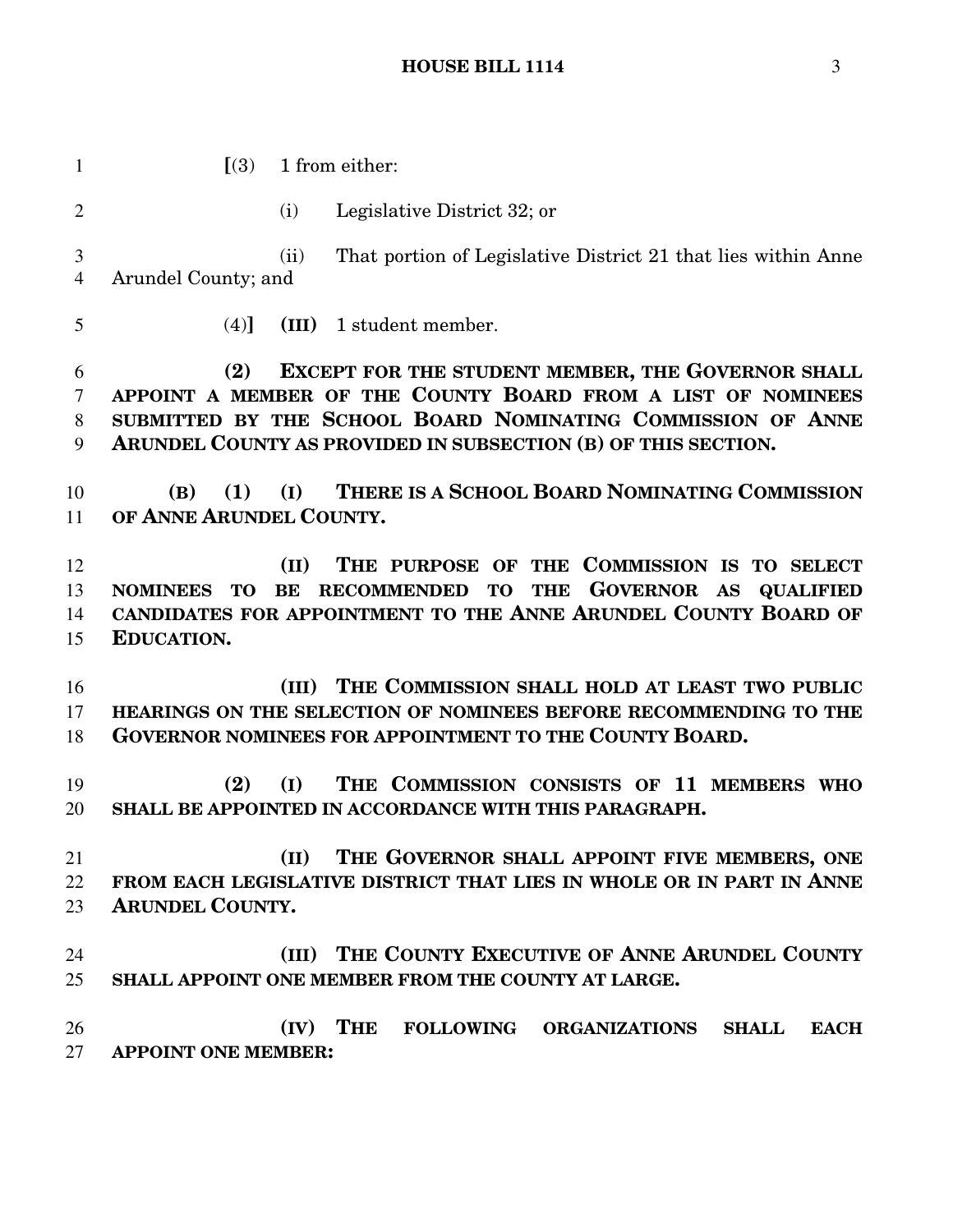[(3) 1 from either:

(i) Legislative District 32; or

(ii) That portion of Legislative District 21 that lies within Anne Arundel County; and

(4)] **(III)** 1 student member.

**(2) EXCEPT FOR THE STUDENT MEMBER, THE GOVERNOR SHALL APPOINT A MEMBER OF THE COUNTY BOARD FROM A LIST OF NOMINEES SUBMITTED BY THE SCHOOL BOARD NOMINATING COMMISSION OF ANNE ARUNDEL COUNTY AS PROVIDED IN SUBSECTION (B) OF THIS SECTION.**

**(B) (1) (I) THERE IS A SCHOOL BOARD NOMINATING COMMISSION OF ANNE ARUNDEL COUNTY.**

**(II) THE PURPOSE OF THE COMMISSION IS TO SELECT NOMINEES TO BE RECOMMENDED TO THE GOVERNOR AS QUALIFIED CANDIDATES FOR APPOINTMENT TO THE ANNE ARUNDEL COUNTY BOARD OF EDUCATION.**

**(III) THE COMMISSION SHALL HOLD AT LEAST TWO PUBLIC HEARINGS ON THE SELECTION OF NOMINEES BEFORE RECOMMENDING TO THE GOVERNOR NOMINEES FOR APPOINTMENT TO THE COUNTY BOARD.**

**(2) (I) THE COMMISSION CONSISTS OF 11 MEMBERS WHO SHALL BE APPOINTED IN ACCORDANCE WITH THIS PARAGRAPH.**

**(II) THE GOVERNOR SHALL APPOINT FIVE MEMBERS, ONE FROM EACH LEGISLATIVE DISTRICT THAT LIES IN WHOLE OR IN PART IN ANNE ARUNDEL COUNTY.**

**(III) THE COUNTY EXECUTIVE OF ANNE ARUNDEL COUNTY SHALL APPOINT ONE MEMBER FROM THE COUNTY AT LARGE.**

**(IV) THE FOLLOWING ORGANIZATIONS SHALL EACH APPOINT ONE MEMBER:**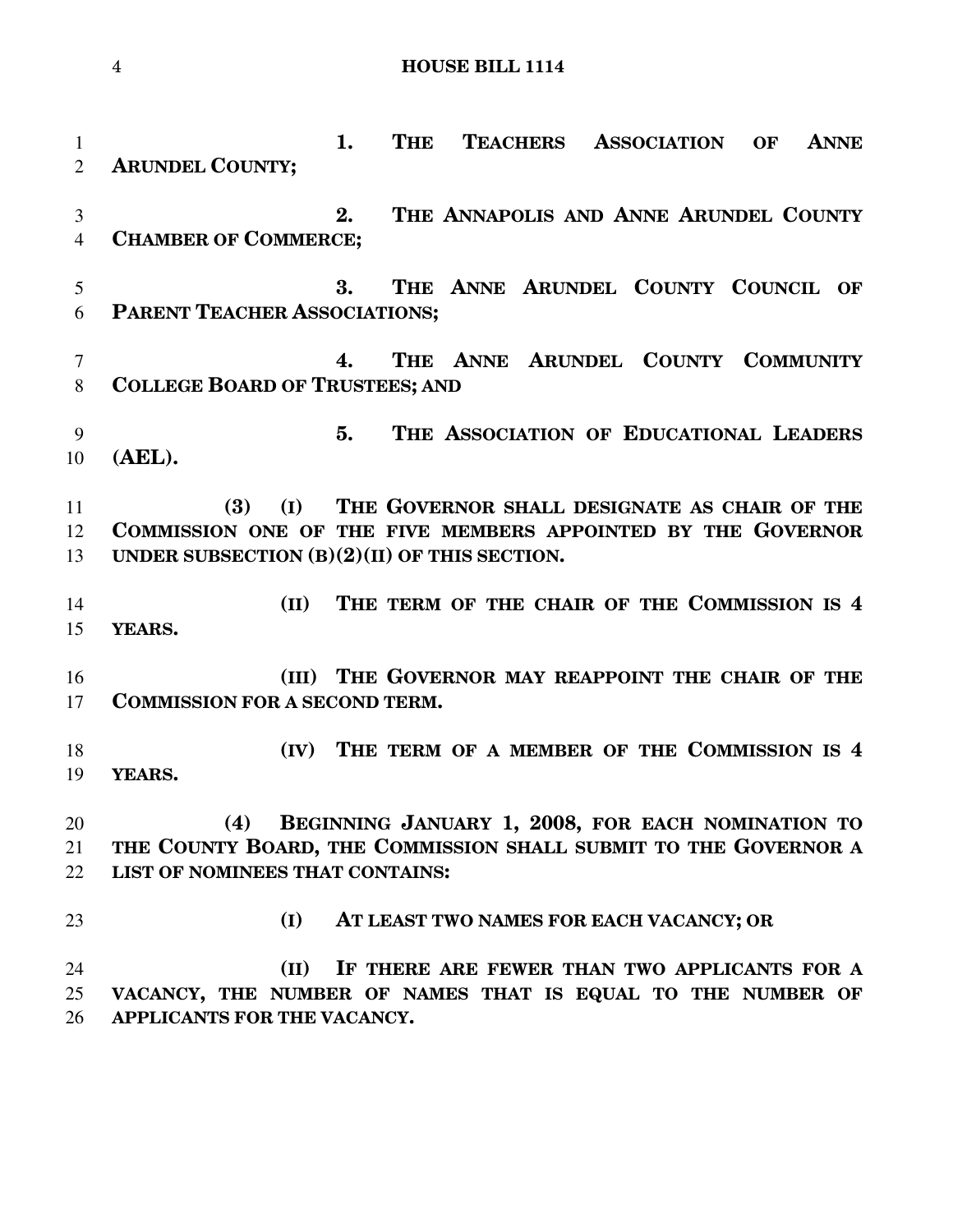**1. THE TEACHERS ASSOCIATION OF ANNE ARUNDEL COUNTY;**

**2. THE ANNAPOLIS AND ANNE ARUNDEL COUNTY CHAMBER OF COMMERCE;**

**3. THE ANNE ARUNDEL COUNTY COUNCIL OF PARENT TEACHER ASSOCIATIONS;**

**4. THE ANNE ARUNDEL COUNTY COMMUNITY COLLEGE BOARD OF TRUSTEES; AND**

**5. THE ASSOCIATION OF EDUCATIONAL LEADERS (AEL).**

**(3) (I) THE GOVERNOR SHALL DESIGNATE AS CHAIR OF THE COMMISSION ONE OF THE FIVE MEMBERS APPOINTED BY THE GOVERNOR UNDER SUBSECTION (B)(2)(II) OF THIS SECTION.**

**(II) THE TERM OF THE CHAIR OF THE COMMISSION IS 4 YEARS.**

**(III) THE GOVERNOR MAY REAPPOINT THE CHAIR OF THE COMMISSION FOR A SECOND TERM.**

**(IV) THE TERM OF A MEMBER OF THE COMMISSION IS 4 YEARS.**

**(4) BEGINNING JANUARY 1, 2008, FOR EACH NOMINATION TO THE COUNTY BOARD, THE COMMISSION SHALL SUBMIT TO THE GOVERNOR A LIST OF NOMINEES THAT CONTAINS:**

**(I) AT LEAST TWO NAMES FOR EACH VACANCY; OR**

**(II) IF THERE ARE FEWER THAN TWO APPLICANTS FOR A VACANCY, THE NUMBER OF NAMES THAT IS EQUAL TO THE NUMBER OF APPLICANTS FOR THE VACANCY.**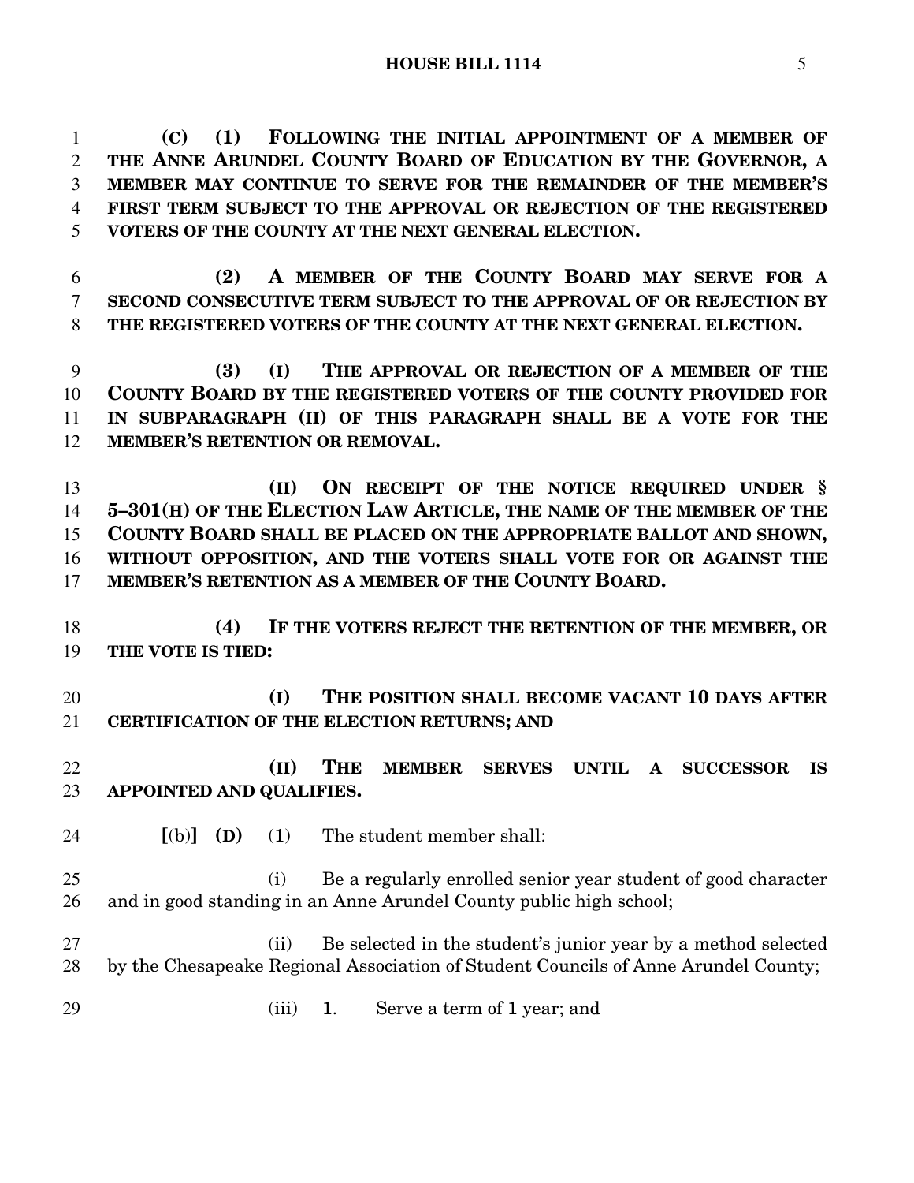**(C) (1) FOLLOWING THE INITIAL APPOINTMENT OF A MEMBER OF THE ANNE ARUNDEL COUNTY BOARD OF EDUCATION BY THE GOVERNOR, A MEMBER MAY CONTINUE TO SERVE FOR THE REMAINDER OF THE MEMBER'S FIRST TERM SUBJECT TO THE APPROVAL OR REJECTION OF THE REGISTERED VOTERS OF THE COUNTY AT THE NEXT GENERAL ELECTION.**

**(2) A MEMBER OF THE COUNTY BOARD MAY SERVE FOR A SECOND CONSECUTIVE TERM SUBJECT TO THE APPROVAL OF OR REJECTION BY THE REGISTERED VOTERS OF THE COUNTY AT THE NEXT GENERAL ELECTION.**

**(3) (I) THE APPROVAL OR REJECTION OF A MEMBER OF THE COUNTY BOARD BY THE REGISTERED VOTERS OF THE COUNTY PROVIDED FOR IN SUBPARAGRAPH (II) OF THIS PARAGRAPH SHALL BE A VOTE FOR THE MEMBER'S RETENTION OR REMOVAL.**

**(II) ON RECEIPT OF THE NOTICE REQUIRED UNDER § 5–301(H) OF THE ELECTION LAW ARTICLE, THE NAME OF THE MEMBER OF THE COUNTY BOARD SHALL BE PLACED ON THE APPROPRIATE BALLOT AND SHOWN, WITHOUT OPPOSITION, AND THE VOTERS SHALL VOTE FOR OR AGAINST THE MEMBER'S RETENTION AS A MEMBER OF THE COUNTY BOARD.**

**(4) IF THE VOTERS REJECT THE RETENTION OF THE MEMBER, OR THE VOTE IS TIED:**

**(I) THE POSITION SHALL BECOME VACANT 10 DAYS AFTER CERTIFICATION OF THE ELECTION RETURNS; AND**

**(II) THE MEMBER SERVES UNTIL A SUCCESSOR IS APPOINTED AND QUALIFIES.**

**[**(b)**]** **(D)** (1) The student member shall:

(i) Be a regularly enrolled senior year student of good character and in good standing in an Anne Arundel County public high school;

(ii) Be selected in the student's junior year by a method selected by the Chesapeake Regional Association of Student Councils of Anne Arundel County;

(iii) 1. Serve a term of 1 year; and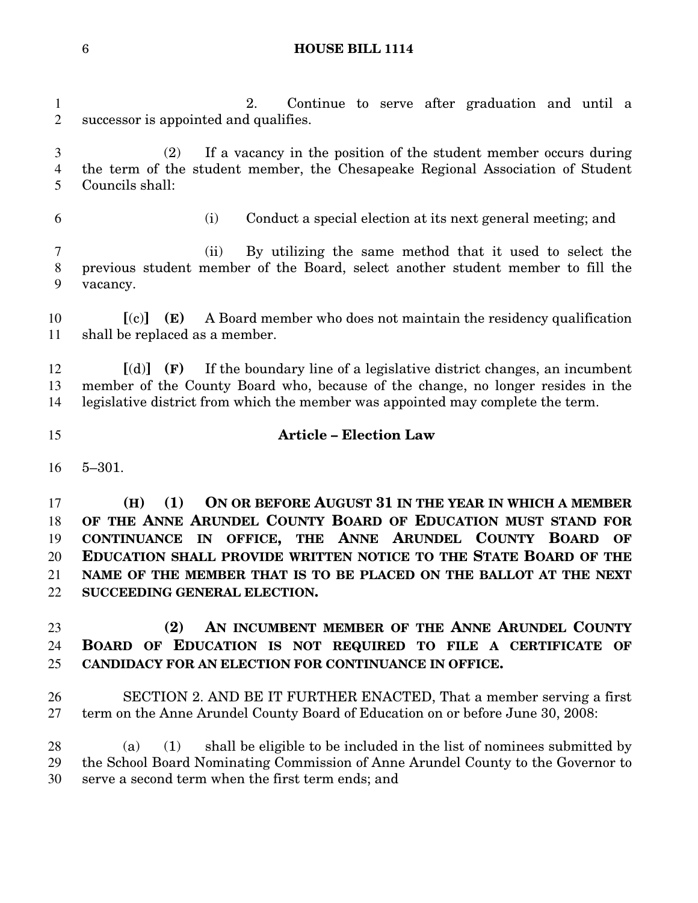2. Continue to serve after graduation and until a successor is appointed and qualifies.

(2) If a vacancy in the position of the student member occurs during the term of the student member, the Chesapeake Regional Association of Student Councils shall:

(i) Conduct a special election at its next general meeting; and

(ii) By utilizing the same method that it used to select the previous student member of the Board, select another student member to fill the vacancy.

**[**(c)**]** **(E)** A Board member who does not maintain the residency qualification shall be replaced as a member.

**[**(d)**]** **(F)** If the boundary line of a legislative district changes, an incumbent member of the County Board who, because of the change, no longer resides in the legislative district from which the member was appointed may complete the term.

**Article – Election Law**

5–301.

**(H) (1) ON OR BEFORE AUGUST 31 IN THE YEAR IN WHICH A MEMBER OF THE ANNE ARUNDEL COUNTY BOARD OF EDUCATION MUST STAND FOR CONTINUANCE IN OFFICE, THE ANNE ARUNDEL COUNTY BOARD OF EDUCATION SHALL PROVIDE WRITTEN NOTICE TO THE STATE BOARD OF THE NAME OF THE MEMBER THAT IS TO BE PLACED ON THE BALLOT AT THE NEXT SUCCEEDING GENERAL ELECTION.**

**(2) AN INCUMBENT MEMBER OF THE ANNE ARUNDEL COUNTY BOARD OF EDUCATION IS NOT REQUIRED TO FILE A CERTIFICATE OF CANDIDACY FOR AN ELECTION FOR CONTINUANCE IN OFFICE.**

SECTION 2. AND BE IT FURTHER ENACTED, That a member serving a first term on the Anne Arundel County Board of Education on or before June 30, 2008:

(a) (1) shall be eligible to be included in the list of nominees submitted by the School Board Nominating Commission of Anne Arundel County to the Governor to serve a second term when the first term ends; and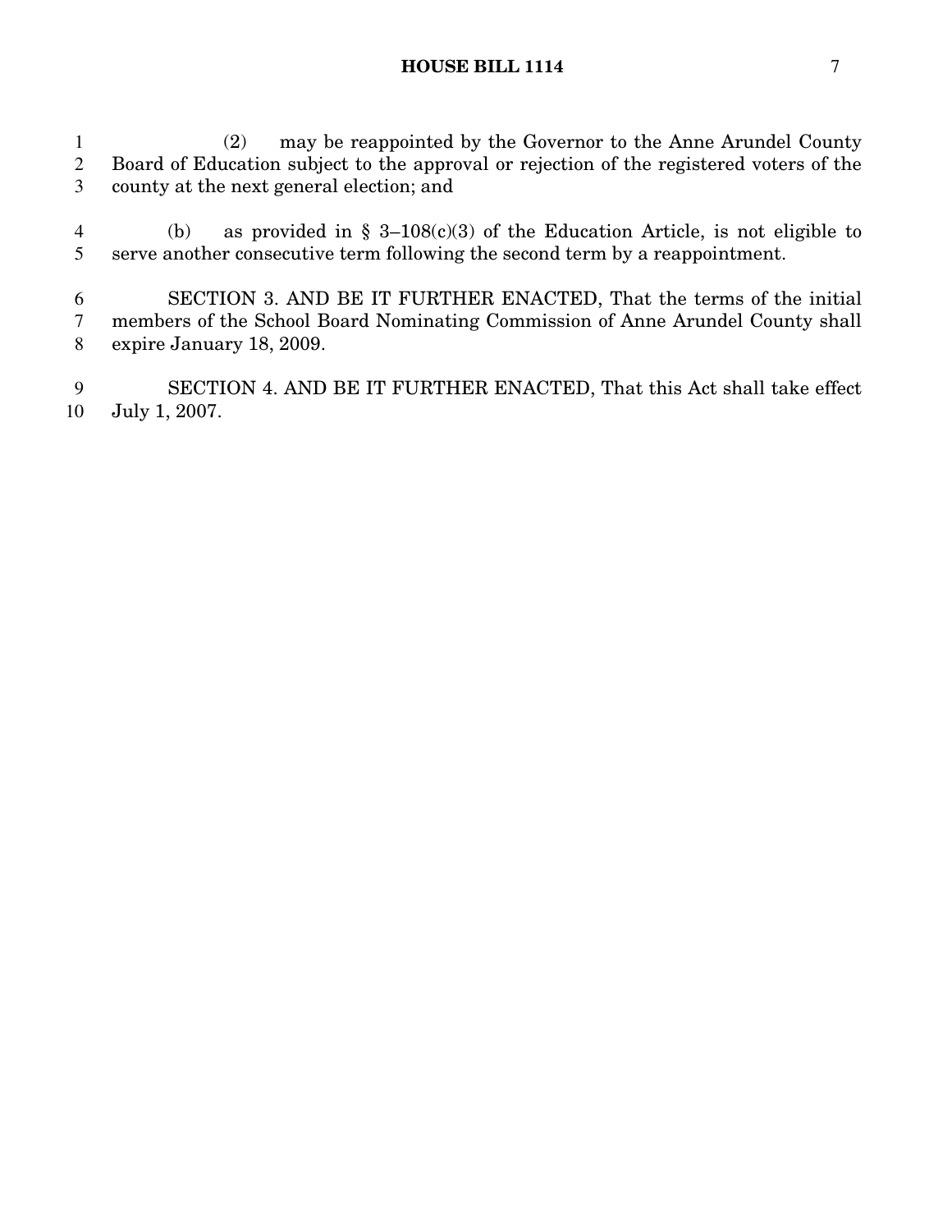(2) may be reappointed by the Governor to the Anne Arundel County Board of Education subject to the approval or rejection of the registered voters of the county at the next general election; and

(b) as provided in § 3–108(c)(3) of the Education Article, is not eligible to serve another consecutive term following the second term by a reappointment.

SECTION 3. AND BE IT FURTHER ENACTED, That the terms of the initial members of the School Board Nominating Commission of Anne Arundel County shall expire January 18, 2009.

SECTION 4. AND BE IT FURTHER ENACTED, That this Act shall take effect July 1, 2007.